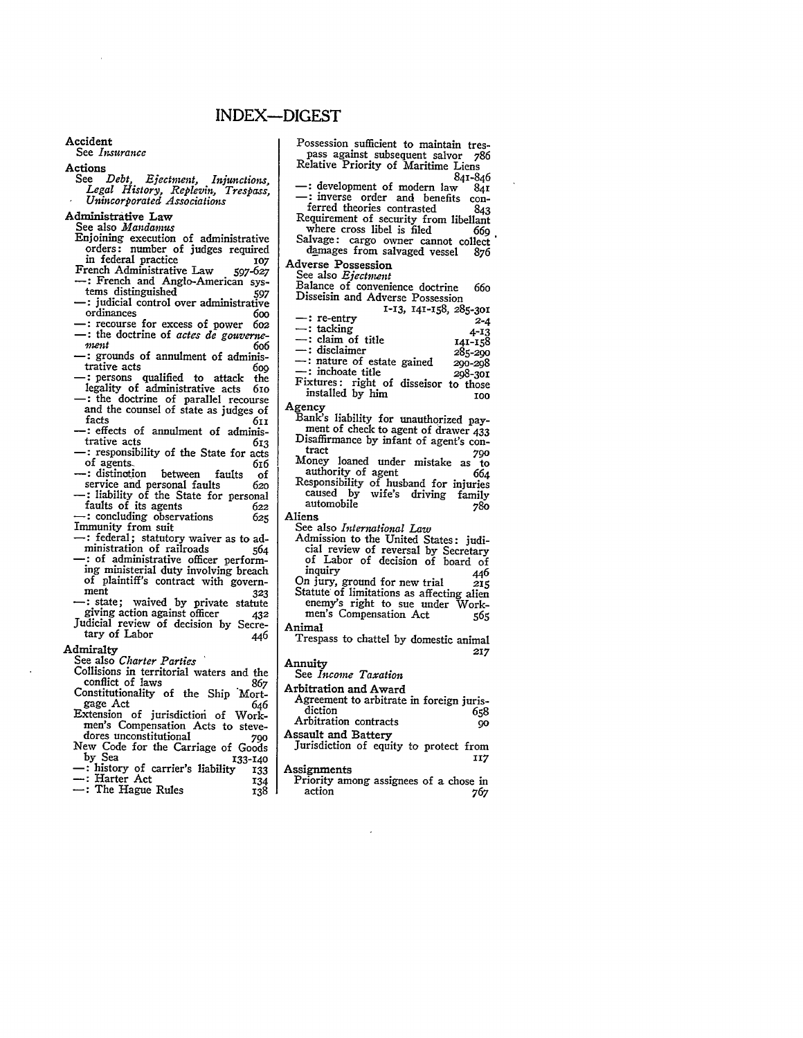# INDEX—DIGEST

**Accident**
- See *Insurance*

**Actions**
- See *Debt, Ejectment, Injunctions, Legal History, Replevin, Trespass, Unincorporated Associations*

**Administrative Law**
- See also *Mandamus*
- Enjoining execution of administrative orders: number of judges required in federal practice 107
- French Administrative Law 597-627
- —: French and Anglo-American systems distinguished 597
- —: judicial control over administrative ordinances 600
- —: recourse for excess of power 602
- —: the doctrine of *actes de gouvernement* 606
- —: grounds of annulment of administrative acts 609
- —: persons qualified to attack the legality of administrative acts 610
- —: the doctrine of parallel recourse and the counsel of state as judges of facts 611
- —: effects of annulment of administrative acts 613
- —: responsibility of the State for acts of agents 616
- —: distinction between faults of service and personal faults 620
- —: liability of the State for personal faults of its agents 622
- —: concluding observations 625
- Immunity from suit
- —: federal; statutory waiver as to administration of railroads 564
- —: of administrative officer performing ministerial duty involving breach of plaintiff's contract with government 323
- —: state; waived by private statute giving action against officer 432
- Judicial review of decision by Secretary of Labor 446

**Admiralty**
- See also *Charter Parties*
- Collisions in territorial waters and the conflict of laws 867
- Constitutionality of the Ship Mortgage Act 646
- Extension of jurisdiction of Workmen's Compensation Acts to stevedores unconstitutional 790
- New Code for the Carriage of Goods by Sea 133-140
- —: history of carrier's liability 133
- —: Harter Act 134
- —: The Hague Rules 138
- Possession sufficient to maintain trespass against subsequent salvor 786
- Relative Priority of Maritime Liens 841-846
- —: development of modern law 841
- —: inverse order and benefits conferred theories contrasted 843
- Requirement of security from libellant where cross libel is filed 669
- Salvage: cargo owner cannot collect damages from salvaged vessel 876

**Adverse Possession**
- See also *Ejectment*
- Balance of convenience doctrine 660
- Disseisin and Adverse Possession 1-13, 141-158, 285-301
- —: re-entry 2-4
- —: tacking 4-13
- —: claim of title 141-158
- —: disclaimer 285-290
- —: nature of estate gained 290-298
- —: inchoate title 298-301
- Fixtures: right of disseisor to those installed by him 100

**Agency**
- Bank's liability for unauthorized payment of check to agent of drawer 433
- Disaffirmance by infant of agent's contract 790
- Money loaned under mistake as to authority of agent 664
- Responsibility of husband for injuries caused by wife's driving family automobile 780

**Aliens**
- See also *International Law*
- Admission to the United States: judicial review of reversal by Secretary of Labor of decision of board of inquiry 446
- On jury, ground for new trial 215
- Statute of limitations as affecting alien enemy's right to sue under Workmen's Compensation Act 565

**Animal**
- Trespass to chattel by domestic animal 217

**Annuity**
- See *Income Taxation*

**Arbitration and Award**
- Agreement to arbitrate in foreign jurisdiction 658
- Arbitration contracts 90

**Assault and Battery**
- Jurisdiction of equity to protect from 117

**Assignments**
- Priority among assignees of a chose in action 767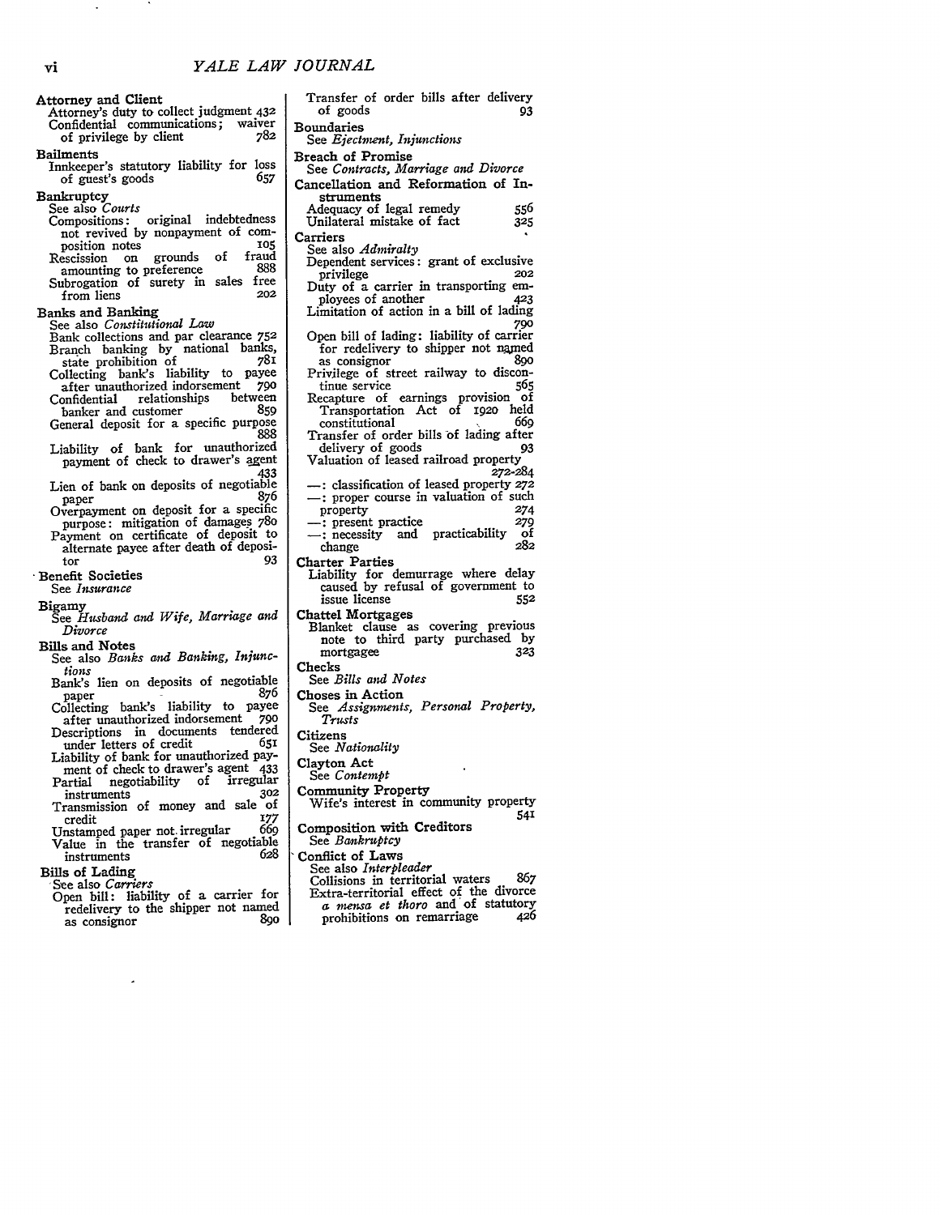**Attorney and Client**
- Attorney's duty to collect judgment 432
- Confidential communications; waiver of privilege by client 782

**Bailments**
- Innkeeper's statutory liability for loss of guest's goods 657

**Bankruptcy**
- See also *Courts*
- Compositions: original indebtedness not revived by nonpayment of composition notes 105
- Rescission on grounds of fraud amounting to preference 888
- Subrogation of surety in sales free from liens 202

**Banks and Banking**
- See also *Constitutional Law*
- Bank collections and par clearance 752
- Branch banking by national banks, state prohibition of 781
- Collecting bank's liability to payee after unauthorized indorsement 790
- Confidential relationships between banker and customer 859
- General deposit for a specific purpose 888
- Liability of bank for unauthorized payment of check to drawer's agent 433
- Lien of bank on deposits of negotiable paper 876
- Overpayment on deposit for a specific purpose: mitigation of damages 780
- Payment on certificate of deposit to alternate payee after death of depositor 93

**Benefit Societies**
- See *Insurance*

**Bigamy**
- See *Husband and Wife, Marriage and Divorce*

**Bills and Notes**
- See also *Banks and Banking, Injunctions*
- Bank's lien on deposits of negotiable paper 876
- Collecting bank's liability to payee after unauthorized indorsement 790
- Descriptions in documents tendered under letters of credit 651
- Liability of bank for unauthorized payment of check to drawer's agent 433
- Partial negotiability of irregular instruments 302
- Transmission of money and sale of credit 177
- Unstamped paper not irregular 669
- Value in the transfer of negotiable instruments 628

**Bills of Lading**
- See also *Carriers*
- Open bill: liability of a carrier for redelivery to the shipper not named as consignor 890
- Transfer of order bills after delivery of goods 93

**Boundaries**
- See *Ejectment, Injunctions*

**Breach of Promise**
- See *Contracts, Marriage and Divorce*

**Cancellation and Reformation of Instruments**
- Adequacy of legal remedy 556
- Unilateral mistake of fact 325

**Carriers**
- See also *Admiralty*
- Dependent services: grant of exclusive privilege 202
- Duty of a carrier in transporting employees of another 423
- Limitation of action in a bill of lading 790
- Open bill of lading: liability of carrier for redelivery to shipper not named as consignor 890
- Privilege of street railway to discontinue service 565
- Recapture of earnings provision of Transportation Act of 1920 held constitutional 669
- Transfer of order bills of lading after delivery of goods 93
- Valuation of leased railroad property 272-284
- —: classification of leased property 272
- —: proper course in valuation of such property 274
- —: present practice 279
- —: necessity and practicability of change 282

**Charter Parties**
- Liability for demurrage where delay caused by refusal of government to issue license 552

**Chattel Mortgages**
- Blanket clause as covering previous note to third party purchased by mortgagee 323

**Checks**
- See *Bills and Notes*

**Choses in Action**
- See *Assignments, Personal Property, Trusts*

**Citizens**
- See *Nationality*

**Clayton Act**
- See *Contempt*

**Community Property**
- Wife's interest in community property 541

**Composition with Creditors**
- See *Bankruptcy*

**Conflict of Laws**
- See also *Interpleader*
- Collisions in territorial waters 867
- Extra-territorial effect of the divorce *a mensa et thoro* and of statutory prohibitions on remarriage 426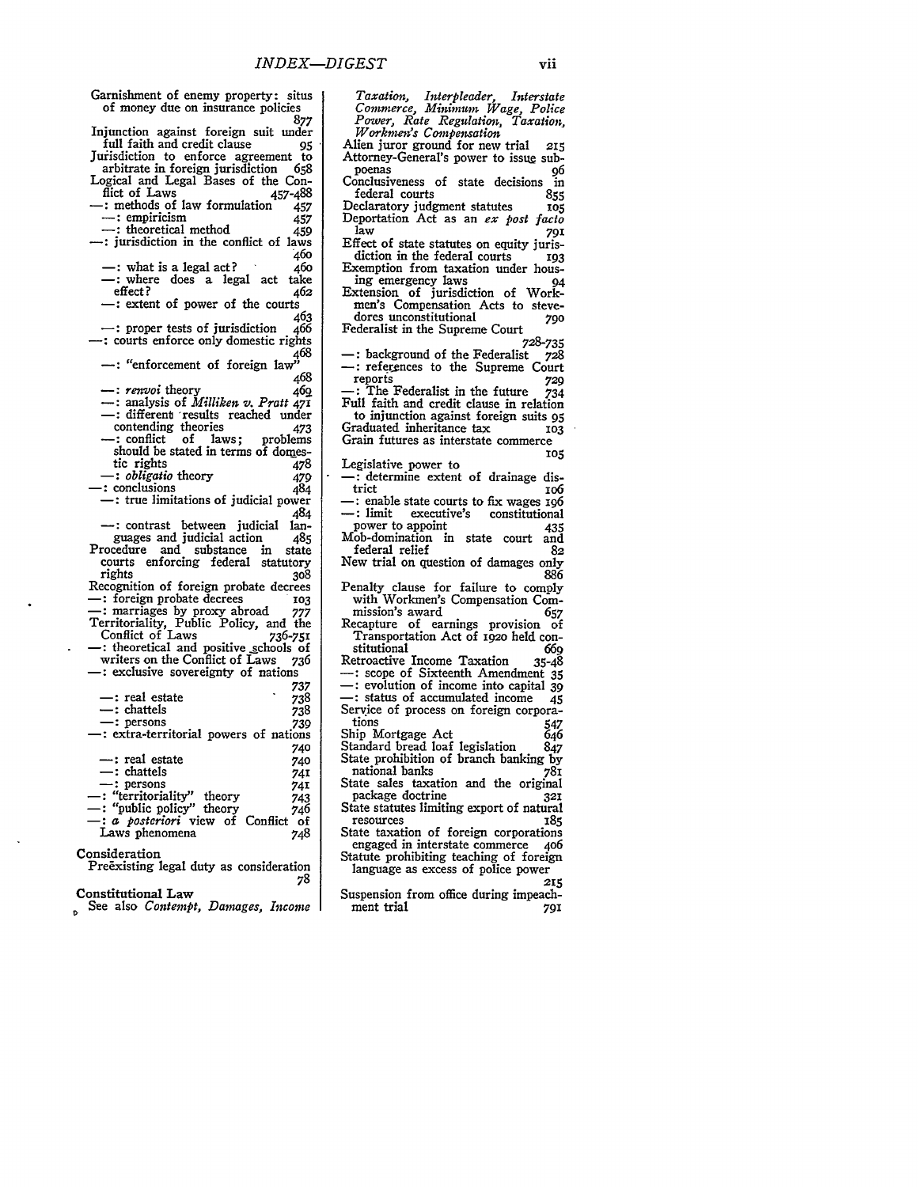Garnishment of enemy property: situs of money due on insurance policies 877
Injunction against foreign suit under full faith and credit clause 95
Jurisdiction to enforce agreement to arbitrate in foreign jurisdiction 658
Logical and Legal Bases of the Conflict of Laws 457-488
—: methods of law formulation 457
—: empiricism 457
—: theoretical method 459
—: jurisdiction in the conflict of laws 460
—: what is a legal act? 460
—: where does a legal act take effect? 462
—: extent of power of the courts 463
—: proper tests of jurisdiction 466
—: courts enforce only domestic rights 468
—: "enforcement of foreign law" 468
—: *renvoi* theory 469
—: analysis of *Milliken v. Pratt* 471
—: different results reached under contending theories 473
—: conflict of laws; problems should be stated in terms of domestic rights 478
—: *obligatio* theory 479
—: conclusions 484
—: true limitations of judicial power 484
—: contrast between judicial languages and judicial action 485
Procedure and substance in state courts enforcing federal statutory rights 308
Recognition of foreign probate decrees
—: foreign probate decrees 103
—: marriages by proxy abroad 777
Territoriality, Public Policy, and the Conflict of Laws 736-751
—: theoretical and positive schools of writers on the Conflict of Laws 736
—: exclusive sovereignty of nations 737
—: real estate 738
—: chattels 738
—: persons 739
—: extra-territorial powers of nations 740
—: real estate 740
—: chattels 741
—: persons 741
—: "territoriality" theory 743
—: "public policy" theory 746
—: *a posteriori* view of Conflict of Laws phenomena 748

**Consideration**
Preëxisting legal duty as consideration 78

**Constitutional Law**
See also *Contempt, Damages, Income Taxation, Interpleader, Interstate Commerce, Minimum Wage, Police Power, Rate Regulation, Taxation, Workmen's Compensation*
Alien juror ground for new trial 215
Attorney-General's power to issue subpoenas 96
Conclusiveness of state decisions in federal courts 855
Declaratory judgment statutes 105
Deportation Act as an *ex post facto* law 791
Effect of state statutes on equity jurisdiction in the federal courts 193
Exemption from taxation under housing emergency laws 94
Extension of jurisdiction of Workmen's Compensation Acts to stevedores unconstitutional 790
Federalist in the Supreme Court 728-735
—: background of the Federalist 728
—: references to the Supreme Court reports 729
—: The Federalist in the future 734
Full faith and credit clause in relation to injunction against foreign suits 95
Graduated inheritance tax 103
Grain futures as interstate commerce 105
Legislative power to
—: determine extent of drainage district 106
—: enable state courts to fix wages 196
—: limit executive's constitutional power to appoint 435
Mob-domination in state court and federal relief 82
New trial on question of damages only 886
Penalty clause for failure to comply with Workmen's Compensation Commission's award 657
Recapture of earnings provision of Transportation Act of 1920 held constitutional 669
Retroactive Income Taxation 35-48
—: scope of Sixteenth Amendment 35
—: evolution of income into capital 39
—: status of accumulated income 45
Service of process on foreign corporations 547
Ship Mortgage Act 646
Standard bread loaf legislation 847
State prohibition of branch banking by national banks 781
State sales taxation and the original package doctrine 321
State statutes limiting export of natural resources 185
State taxation of foreign corporations engaged in interstate commerce 406
Statute prohibiting teaching of foreign language as excess of police power 215
Suspension from office during impeachment trial 791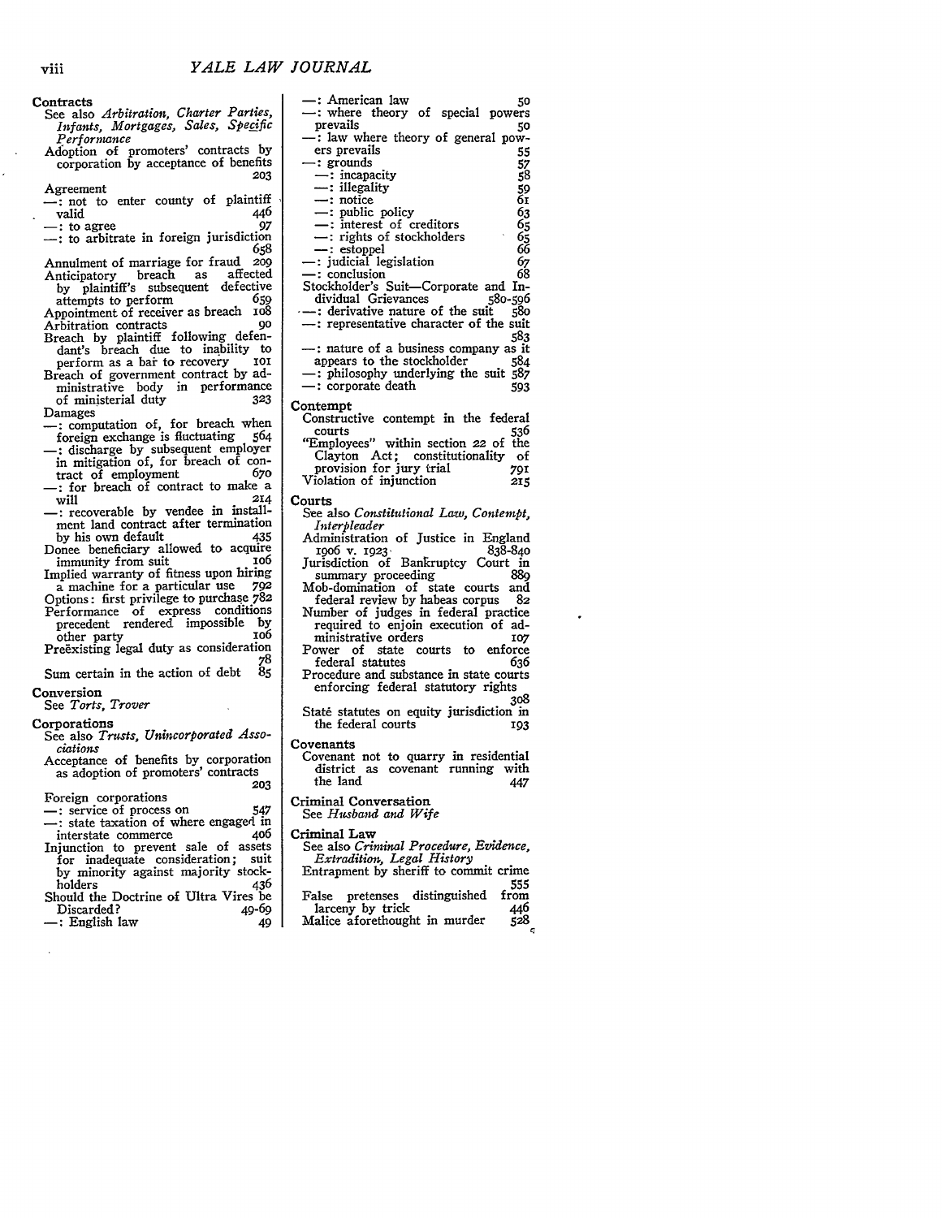**Contracts**

See also *Arbitration, Charter Parties, Infants, Mortgages, Sales, Specific Performance*

Adoption of promoters' contracts by corporation by acceptance of benefits 203

Agreement

—: not to enter county of plaintiff valid 446

—: to agree 97

—: to arbitrate in foreign jurisdiction 658

Annulment of marriage for fraud 209

Anticipatory breach as affected by plaintiff's subsequent defective attempts to perform 659

Appointment of receiver as breach 108

Arbitration contracts 90

Breach by plaintiff following defendant's breach due to inability to perform as a bar to recovery 101

Breach of government contract by administrative body in performance of ministerial duty 323

Damages

—: computation of, for breach when foreign exchange is fluctuating 564

—: discharge by subsequent employer in mitigation of, for breach of contract of employment 670

—: for breach of contract to make a will 214

—: recoverable by vendee in installment land contract after termination by his own default 435

Donee beneficiary allowed to acquire immunity from suit 106

Implied warranty of fitness upon hiring a machine for a particular use 792

Options: first privilege to purchase 782

Performance of express conditions precedent rendered impossible by other party 106

Preëxisting legal duty as consideration 78

Sum certain in the action of debt 85

**Conversion**

See *Torts, Trover*

**Corporations**

See also *Trusts, Unincorporated Associations*

Acceptance of benefits by corporation as adoption of promoters' contracts 203

Foreign corporations

—: service of process on 547

—: state taxation of where engaged in interstate commerce 406

Injunction to prevent sale of assets for inadequate consideration; suit by minority against majority stockholders 436

Should the Doctrine of Ultra Vires be Discarded? 49-69

—: English law 49

—: American law 50

—: where theory of special powers prevails 50

—: law where theory of general powers prevails 55

—: grounds 57

—: incapacity 58

—: illegality 59

—: notice 61

—: public policy 63

—: interest of creditors 65

—: rights of stockholders 65

—: estoppel 66

—: judicial legislation 67

—: conclusion 68

Stockholder's Suit—Corporate and Individual Grievances 580-596

—: derivative nature of the suit 580

—: representative character of the suit 583

—: nature of a business company as it appears to the stockholder 584

—: philosophy underlying the suit 587

—: corporate death 593

**Contempt**

Constructive contempt in the federal courts 536

"Employees" within section 22 of the Clayton Act; constitutionality of provision for jury trial 791

Violation of injunction 215

**Courts**

See also *Constitutional Law, Contempt, Interpleader*

Administration of Justice in England 1906 v. 1923 838-840

Jurisdiction of Bankruptcy Court in summary proceeding 889

Mob-domination of state courts and federal review by habeas corpus 82

Number of judges in federal practice required to enjoin execution of administrative orders 107

Power of state courts to enforce federal statutes 636

Procedure and substance in state courts enforcing federal statutory rights 308

State statutes on equity jurisdiction in the federal courts 193

**Covenants**

Covenant not to quarry in residential district as covenant running with the land 447

**Criminal Conversation**

See *Husband and Wife*

**Criminal Law**

See also *Criminal Procedure, Evidence, Extradition, Legal History*

Entrapment by sheriff to commit crime 555

False pretenses distinguished from larceny by trick 446

Malice aforethought in murder 528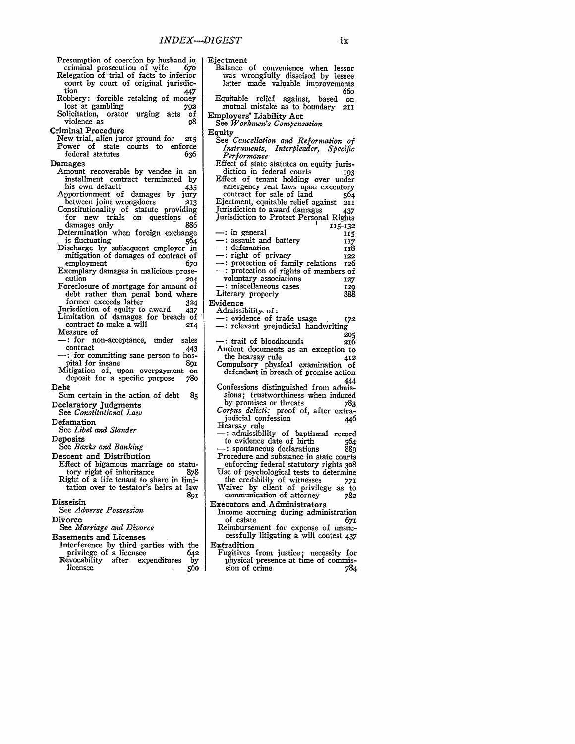Presumption of coercion by husband in criminal prosecution of wife 670
Relegation of trial of facts to inferior court by court of original jurisdiction 447
Robbery: forcible retaking of money lost at gambling 792
Solicitation, orator urging acts of violence as 98

**Criminal Procedure**
New trial, alien juror ground for 215
Power of state courts to enforce federal statutes 636

**Damages**
Amount recoverable by vendee in an installment contract terminated by his own default 435
Apportionment of damages by jury between joint wrongdoers 213
Constitutionality of statute providing for new trials on questions of damages only 886
Determination when foreign exchange is fluctuating 564
Discharge by subsequent employer in mitigation of damages of contract of employment 670
Exemplary damages in malicious prosecution 204
Foreclosure of mortgage for amount of debt rather than penal bond where former exceeds latter 324
Jurisdiction of equity to award 437
Limitation of damages for breach of contract to make a will 214
Measure of
—: for non-acceptance, under sales contract 443
—: for committing sane person to hospital for insane 891
Mitigation of, upon overpayment on deposit for a specific purpose 780

**Debt**
Sum certain in the action of debt 85

**Declaratory Judgments**
See *Constitutional Law*

**Defamation**
See *Libel and Slander*

**Deposits**
See *Banks and Banking*

**Descent and Distribution**
Effect of bigamous marriage on statutory right of inheritance 878
Right of a life tenant to share in limitation over to testator's heirs at law 891

**Disseisin**
See *Adverse Possession*

**Divorce**
See *Marriage and Divorce*

**Easements and Licenses**
Interference by third parties with the privilege of a licensee 642
Revocability after expenditures by licensee 560

**Ejectment**
Balance of convenience when lessor was wrongfully disseised by lessee latter made valuable improvements 660
Equitable relief against, based on mutual mistake as to boundary 211

**Employers' Liability Act**
See *Workmen's Compensation*

**Equity**
See *Cancellation and Reformation of Instruments, Interpleader, Specific Performance*
Effect of state statutes on equity jurisdiction in federal courts 193
Effect of tenant holding over under emergency rent laws upon executory contract for sale of land 564
Ejectment, equitable relief against 211
Jurisdiction to award damages 437
Jurisdiction to Protect Personal Rights 115-132
—: in general 115
—: assault and battery 117
—: defamation 118
—: right of privacy 122
—: protection of family relations 126
—: protection of rights of members of voluntary associations 127
—: miscellaneous cases 129
Literary property 888

**Evidence**
Admissibility of:
—: evidence of trade usage 172
—: relevant prejudicial handwriting 205
—: trail of bloodhounds 216
Ancient documents as an exception to the hearsay rule 412
Compulsory physical examination of defendant in breach of promise action 444
Confessions distinguished from admissions; trustworthiness when induced by promises or threats 783
*Corpus delicti:* proof of, after extrajudicial confession 446
Hearsay rule
—: admissibility of baptismal record to evidence date of birth 564
—: spontaneous declarations 889
Procedure and substance in state courts enforcing federal statutory rights 308
Use of psychological tests to determine the credibility of witnesses 771
Waiver by client of privilege as to communication of attorney 782

**Executors and Administrators**
Income accruing during administration of estate 671
Reimbursement for expense of unsuccessfully litigating a will contest 437

**Extradition**
Fugitives from justice; necessity for physical presence at time of commission of crime 784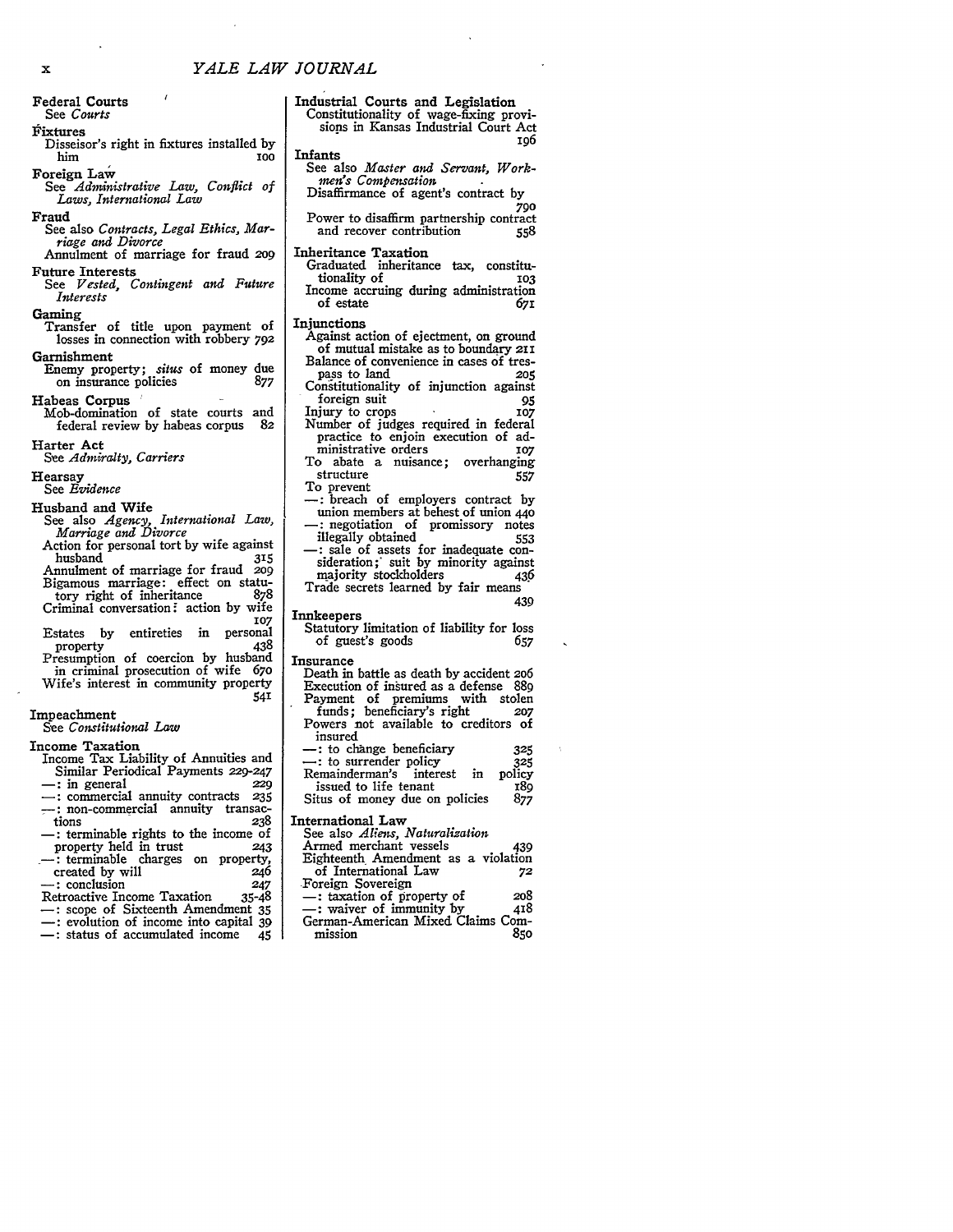**Federal Courts**
See *Courts*

**Fixtures**
Disseisor's right in fixtures installed by him 100

**Foreign Law**
See *Administrative Law, Conflict of Laws, International Law*

**Fraud**
See also *Contracts, Legal Ethics, Marriage and Divorce*
Annulment of marriage for fraud 209

**Future Interests**
See *Vested, Contingent and Future Interests*

**Gaming**
Transfer of title upon payment of losses in connection with robbery 792

**Garnishment**
Enemy property; *situs* of money due on insurance policies 877

**Habeas Corpus**
Mob-domination of state courts and federal review by habeas corpus 82

**Harter Act**
See *Admiralty, Carriers*

**Hearsay**
See *Evidence*

**Husband and Wife**
See also *Agency, International Law, Marriage and Divorce*
Action for personal tort by wife against husband 315
Annulment of marriage for fraud 209
Bigamous marriage: effect on statutory right of inheritance 878
Criminal conversation: action by wife 107
Estates by entireties in personal property 438
Presumption of coercion by husband in criminal prosecution of wife 670
Wife's interest in community property 541

**Impeachment**
See *Constitutional Law*

**Income Taxation**
Income Tax Liability of Annuities and Similar Periodical Payments 229-247
—: in general 229
—: commercial annuity contracts 235
—: non-commercial annuity transactions 238
—: terminable rights to the income of property held in trust 243
—: terminable charges on property, created by will 246
—: conclusion 247
Retroactive Income Taxation 35-48
—: scope of Sixteenth Amendment 35
—: evolution of income into capital 39
—: status of accumulated income 45

**Industrial Courts and Legislation**
Constitutionality of wage-fixing provisions in Kansas Industrial Court Act 196

**Infants**
See also *Master and Servant, Workmen's Compensation*
Disaffirmance of agent's contract by 790
Power to disaffirm partnership contract and recover contribution 558

**Inheritance Taxation**
Graduated inheritance tax, constitutionality of 103
Income accruing during administration of estate 671

**Injunctions**
Against action of ejectment, on ground of mutual mistake as to boundary 211
Balance of convenience in cases of trespass to land 205
Constitutionality of injunction against foreign suit 95
Injury to crops 107
Number of judges required in federal practice to enjoin execution of administrative orders 107
To abate a nuisance; overhanging structure 557
To prevent
—: breach of employers contract by union members at behest of union 440
—: negotiation of promissory notes illegally obtained 553
—: sale of assets for inadequate consideration; suit by minority against majority stockholders 436
Trade secrets learned by fair means 439

**Innkeepers**
Statutory limitation of liability for loss of guest's goods 657

**Insurance**
Death in battle as death by accident 206
Execution of insured as a defense 889
Payment of premiums with stolen funds; beneficiary's right 207
Powers not available to creditors of insured
—: to change beneficiary 325
—: to surrender policy 325
Remainderman's interest in policy issued to life tenant 189
Situs of money due on policies 877

**International Law**
See also *Aliens, Naturalization*
Armed merchant vessels 439
Eighteenth Amendment as a violation of International Law 72
Foreign Sovereign
—: taxation of property of 208
—: waiver of immunity by 418
German-American Mixed Claims Commission 850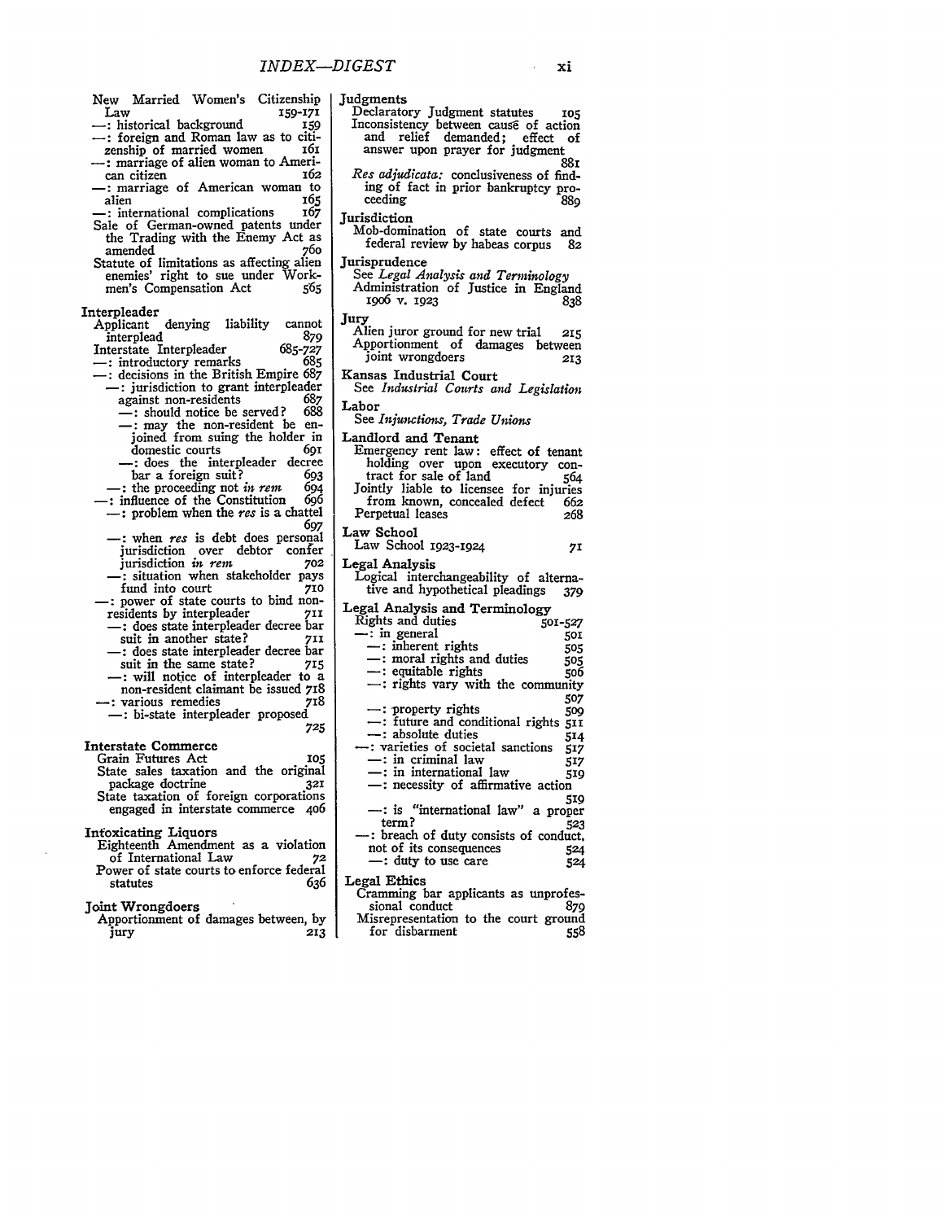New Married Women's Citizenship Law 159-171
—: historical background 159
—: foreign and Roman law as to citizenship of married women 161
—: marriage of alien woman to American citizen 162
—: marriage of American woman to alien 165
—: international complications 167
Sale of German-owned patents under the Trading with the Enemy Act as amended 760
Statute of limitations as affecting alien enemies' right to sue under Workmen's Compensation Act 565

**Interpleader**
Applicant denying liability cannot interplead 879
Interstate Interpleader 685-727
—: introductory remarks 685
—: decisions in the British Empire 687
—: jurisdiction to grant interpleader against non-residents 687
—: should notice be served? 688
—: may the non-resident be enjoined from suing the holder in domestic courts 691
—: does the interpleader decree bar a foreign suit? 693
—: the proceeding not *in rem* 694
—: influence of the Constitution 696
—: problem when the *res* is a chattel 697
—: when *res* is debt does personal jurisdiction over debtor confer jurisdiction *in rem* 702
—: situation when stakeholder pays fund into court 710
—: power of state courts to bind non-residents by interpleader 711
—: does state interpleader decree bar suit in another state? 711
—: does state interpleader decree bar suit in the same state? 715
—: will notice of interpleader to a non-resident claimant be issued 718
—: various remedies 718
—: bi-state interpleader proposed 725

**Interstate Commerce**
Grain Futures Act 105
State sales taxation and the original package doctrine 321
State taxation of foreign corporations engaged in interstate commerce 406

**Intoxicating Liquors**
Eighteenth Amendment as a violation of International Law 72
Power of state courts to enforce federal statutes 636

**Joint Wrongdoers**
Apportionment of damages between, by jury 213

**Judgments**
Declaratory Judgment statutes 105
Inconsistency between cause of action and relief demanded; effect of answer upon prayer for judgment 881
*Res adjudicata:* conclusiveness of finding of fact in prior bankruptcy proceeding 889

**Jurisdiction**
Mob-domination of state courts and federal review by habeas corpus 82

**Jurisprudence**
See *Legal Analysis and Terminology*
Administration of Justice in England 1906 v. 1923 838

**Jury**
Alien juror ground for new trial 215
Apportionment of damages between joint wrongdoers 213

**Kansas Industrial Court**
See *Industrial Courts and Legislation*

**Labor**
See *Injunctions, Trade Unions*

**Landlord and Tenant**
Emergency rent law: effect of tenant holding over upon executory contract for sale of land 564
Jointly liable to licensee for injuries from known, concealed defect 662
Perpetual leases 268

**Law School**
Law School 1923-1924 71

**Legal Analysis**
Logical interchangeability of alternative and hypothetical pleadings 379

**Legal Analysis and Terminology**
Rights and duties 501-527
—: in general 501
—: inherent rights 505
—: moral rights and duties 505
—: equitable rights 506
—: rights vary with the community 507
—: property rights 509
—: future and conditional rights 511
—: absolute duties 514
—: varieties of societal sanctions 517
—: in criminal law 517
—: in international law 519
—: necessity of affirmative action 519
—: is "international law" a proper term? 523
—: breach of duty consists of conduct, not of its consequences 524
—: duty to use care 524

**Legal Ethics**
Cramming bar applicants as unprofessional conduct 879
Misrepresentation to the court ground for disbarment 558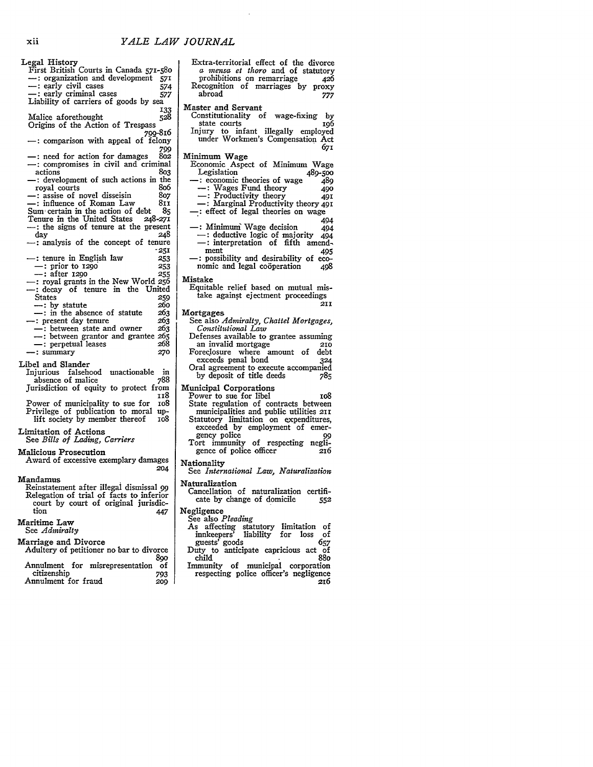**Legal History**
First British Courts in Canada 571-580
—: organization and development 571
—: early civil cases 574
—: early criminal cases 577
Liability of carriers of goods by sea 133
Malice aforethought 528
Origins of the Action of Trespass 799-816
—: comparison with appeal of felony 799
—: need for action for damages 802
—: compromises in civil and criminal actions 803
—: development of such actions in the royal courts 806
—: assise of novel disseisin 807
—: influence of Roman Law 811
Sum certain in the action of debt 85
Tenure in the United States 248-271
—: the signs of tenure at the present day 248
—: analysis of the concept of tenure 251
—: tenure in English law 253
 —: prior to 1290 253
 —: after 1290 255
—: royal grants in the New World 256
—: decay of tenure in the United States 259
 —: by statute 260
 —: in the absence of statute 263
—: present day tenure 263
 —: between state and owner 263
 —: between grantor and grantee 265
 —: perpetual leases 268
—: summary 270

**Libel and Slander**
Injurious falsehood unactionable in absence of malice 788
Jurisdiction of equity to protect from 118
Power of municipality to sue for 108
Privilege of publication to moral uplift society by member thereof 108

**Limitation of Actions**
See *Bills of Lading, Carriers*

**Malicious Prosecution**
Award of excessive exemplary damages 204

**Mandamus**
Reinstatement after illegal dismissal 99
Relegation of trial of facts to inferior court by court of original jurisdiction 447

**Maritime Law**
See *Admiralty*

**Marriage and Divorce**
Adultery of petitioner no bar to divorce 890
Annulment for misrepresentation of citizenship 793
Annulment for fraud 209
Extra-territorial effect of the divorce *a mensa et thoro* and of statutory prohibitions on remarriage 426
Recognition of marriages by proxy abroad 777

**Master and Servant**
Constitutionality of wage-fixing by state courts 196
Injury to infant illegally employed under Workmen's Compensation Act 671

**Minimum Wage**
Economic Aspect of Minimum Wage Legislation 489-500
—: economic theories of wage 489
 —: Wages Fund theory 490
 —: Productivity theory 491
 —: Marginal Productivity theory 491
—: effect of legal theories on wage 494
—: Minimum Wage decision 494
 —: deductive logic of majority 494
 —: interpretation of fifth amendment 495
—: possibility and desirability of economic and legal coöperation 498

**Mistake**
Equitable relief based on mutual mistake against ejectment proceedings 211

**Mortgages**
See also *Admiralty, Chattel Mortgages, Constitutional Law*
Defenses available to grantee assuming an invalid mortgage 210
Foreclosure where amount of debt exceeds penal bond 324
Oral agreement to execute accompanied by deposit of title deeds 785

**Municipal Corporations**
Power to sue for libel 108
State regulation of contracts between municipalities and public utilities 211
Statutory limitation on expenditures, exceeded by employment of emergency police 99
Tort immunity of respecting negligence of police officer 216

**Nationality**
See *International Law, Naturalization*

**Naturalization**
Cancellation of naturalization certificate by change of domicile 552

**Negligence**
See also *Pleading*
As affecting statutory limitation of innkeepers' liability for loss of guests' goods 657
Duty to anticipate capricious act of child 880
Immunity of municipal corporation respecting police officer's negligence 216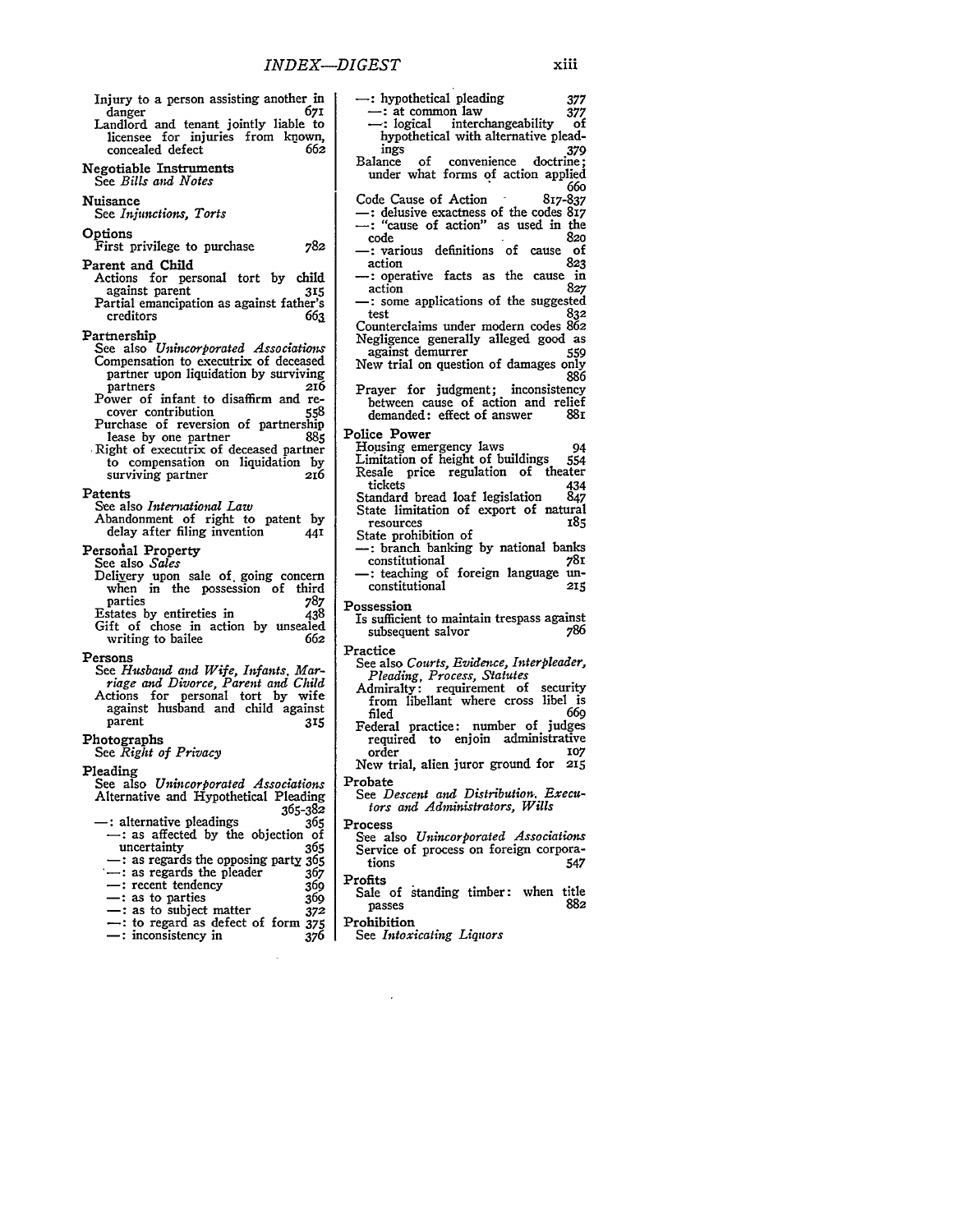Injury to a person assisting another in danger 671
Landlord and tenant jointly liable to licensee for injuries from known, concealed defect 662

**Negotiable Instruments**
See *Bills and Notes*

**Nuisance**
See *Injunctions, Torts*

**Options**
First privilege to purchase 782

**Parent and Child**
Actions for personal tort by child against parent 315
Partial emancipation as against father's creditors 663

**Partnership**
See also *Unincorporated Associations*
Compensation to executrix of deceased partner upon liquidation by surviving partners 216
Power of infant to disaffirm and recover contribution 558
Purchase of reversion of partnership lease by one partner 885
Right of executrix of deceased partner to compensation on liquidation by surviving partner 216

**Patents**
See also *International Law*
Abandonment of right to patent by delay after filing invention 441

**Personal Property**
See also *Sales*
Delivery upon sale of going concern when in the possession of third parties 787
Estates by entireties in 438
Gift of chose in action by unsealed writing to bailee 662

**Persons**
See *Husband and Wife, Infants, Marriage and Divorce, Parent and Child*
Actions for personal tort by wife against husband and child against parent 315

**Photographs**
See *Right of Privacy*

**Pleading**
See also *Unincorporated Associations*
Alternative and Hypothetical Pleading 365-382
—: alternative pleadings 365
—: as affected by the objection of uncertainty 365
—: as regards the opposing party 365
—: as regards the pleader 367
—: recent tendency 369
—: as to parties 369
—: as to subject matter 372
—: to regard as defect of form 375
—: inconsistency in 376
—: hypothetical pleading 377
—: at common law 377
—: logical interchangeability of hypothetical with alternative pleadings 379
Balance of convenience doctrine; under what forms of action applied 660
Code Cause of Action 817-837
—: delusive exactness of the codes 817
—: "cause of action" as used in the code 820
—: various definitions of cause of action 823
—: operative facts as the cause in action 827
—: some applications of the suggested test 832
Counterclaims under modern codes 862
Negligence generally alleged good as against demurrer 559
New trial on question of damages only 886
Prayer for judgment; inconsistency between cause of action and relief demanded: effect of answer 881

**Police Power**
Housing emergency laws 94
Limitation of height of buildings 554
Resale price regulation of theater tickets 434
Standard bread loaf legislation 847
State limitation of export of natural resources 185
State prohibition of
—: branch banking by national banks constitutional 781
—: teaching of foreign language unconstitutional 215

**Possession**
Is sufficient to maintain trespass against subsequent salvor 786

**Practice**
See also *Courts, Evidence, Interpleader, Pleading, Process, Statutes*
Admiralty: requirement of security from libellant where cross libel is filed 669
Federal practice: number of judges required to enjoin administrative order 107
New trial, alien juror ground for 215

**Probate**
See *Descent and Distribution, Executors and Administrators, Wills*

**Process**
See also *Unincorporated Associations*
Service of process on foreign corporations 547

**Profits**
Sale of standing timber: when title passes 882

**Prohibition**
See *Intoxicating Liquors*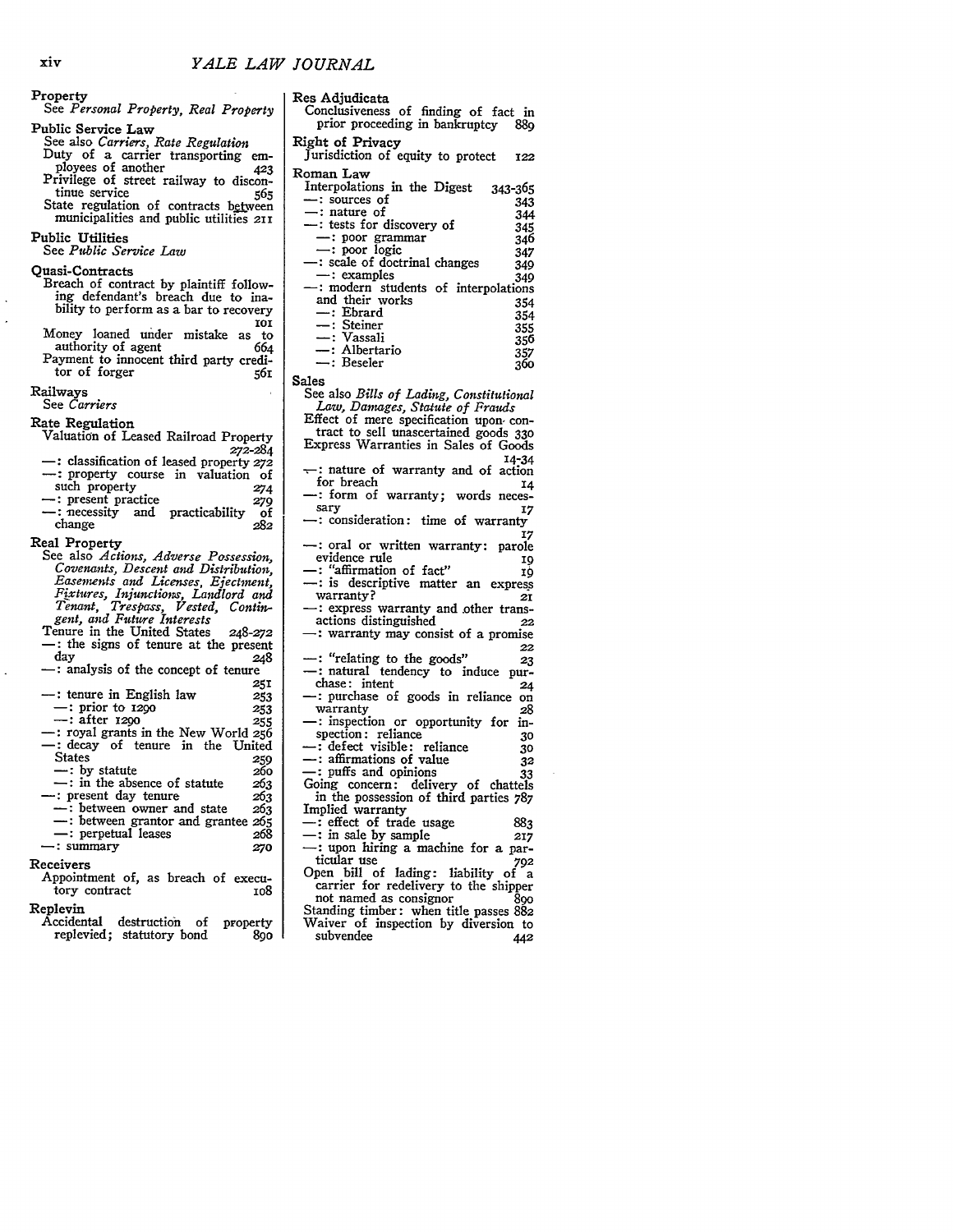**Property**
See *Personal Property, Real Property*

**Public Service Law**
See also *Carriers, Rate Regulation*
Duty of a carrier transporting employees of another 423
Privilege of street railway to discontinue service 565
State regulation of contracts between municipalities and public utilities 211

**Public Utilities**
See *Public Service Law*

**Quasi-Contracts**
Breach of contract by plaintiff following defendant's breach due to inability to perform as a bar to recovery 101
Money loaned under mistake as to authority of agent 664
Payment to innocent third party creditor of forger 561

**Railways**
See *Carriers*

**Rate Regulation**
Valuation of Leased Railroad Property 272-284
—: classification of leased property 272
—: property course in valuation of such property 274
—: present practice 279
—: necessity and practicability of change 282

**Real Property**
See also *Actions, Adverse Possession, Covenants, Descent and Distribution, Easements and Licenses, Ejectment, Fixtures, Injunctions, Landlord and Tenant, Trespass, Vested, Contingent, and Future Interests*
Tenure in the United States 248-272
—: the signs of tenure at the present day 248
—: analysis of the concept of tenure 251
—: tenure in English law 253
—: prior to 1290 253
—: after 1290 255
—: royal grants in the New World 256
—: decay of tenure in the United States 259
—: by statute 260
—: in the absence of statute 263
—: present day tenure 263
—: between owner and state 263
—: between grantor and grantee 265
—: perpetual leases 268
—: summary 270

**Receivers**
Appointment of, as breach of executory contract 108

**Replevin**
Accidental destruction of property replevied; statutory bond 890

**Res Adjudicata**
Conclusiveness of finding of fact in prior proceeding in bankruptcy 889

**Right of Privacy**
Jurisdiction of equity to protect 122

**Roman Law**
Interpolations in the Digest 343-365
—: sources of 343
—: nature of 344
—: tests for discovery of 345
—: poor grammar 346
—: poor logic 347
—: scale of doctrinal changes 349
—: examples 349
—: modern students of interpolations and their works 354
—: Ebrard 354
—: Steiner 355
—: Vassali 356
—: Albertario 357
—: Beseler 360

**Sales**
See also *Bills of Lading, Constitutional Law, Damages, Statute of Frauds*
Effect of mere specification upon contract to sell unascertained goods 330
Express Warranties in Sales of Goods 14-34
—: nature of warranty and of action for breach 14
—: form of warranty; words necessary 17
—: consideration: time of warranty 17
—: oral or written warranty: parole evidence rule 19
—: "affirmation of fact" 19
—: is descriptive matter an express warranty? 21
—: express warranty and other transactions distinguished 22
—: warranty may consist of a promise 22
—: "relating to the goods" 23
—: natural tendency to induce purchase: intent 24
—: purchase of goods in reliance on warranty 28
—: inspection or opportunity for inspection: reliance 30
—: defect visible: reliance 30
—: affirmations of value 32
—: puffs and opinions 33
Going concern: delivery of chattels in the possession of third parties 787
Implied warranty
—: effect of trade usage 883
—: in sale by sample 217
—: upon hiring a machine for a particular use 792
Open bill of lading: liability of a carrier for redelivery to the shipper not named as consignor 890
Standing timber: when title passes 882
Waiver of inspection by diversion to subvendee 442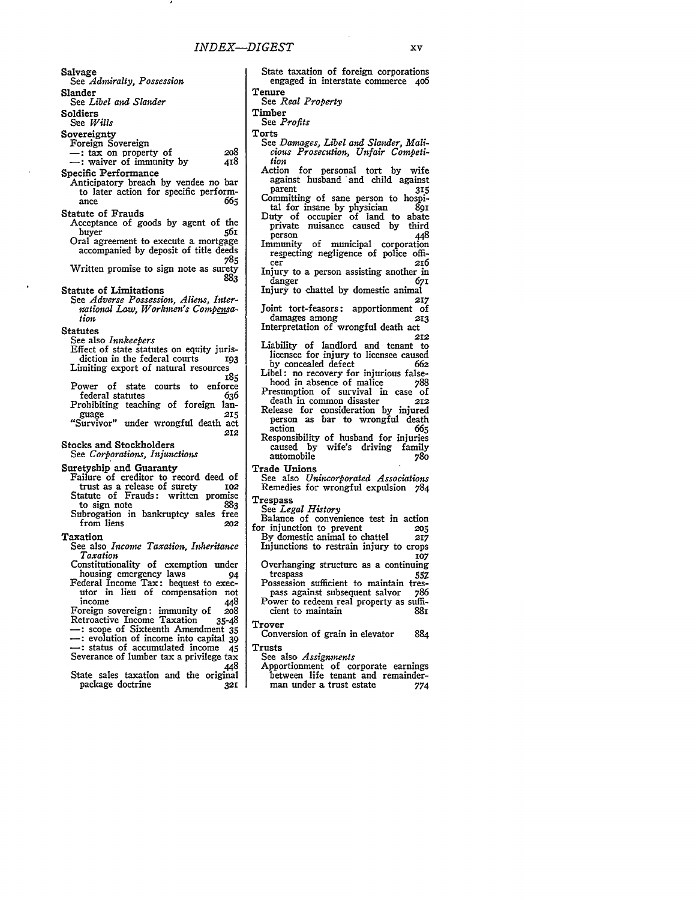**Salvage**
See *Admiralty, Possession*

**Slander**
See *Libel and Slander*

**Soldiers**
See *Wills*

**Sovereignty**
Foreign Sovereign
—: tax on property of 208
—: waiver of immunity by 418

**Specific Performance**
Anticipatory breach by vendee no bar to later action for specific performance 665

**Statute of Frauds**
Acceptance of goods by agent of the buyer 561
Oral agreement to execute a mortgage accompanied by deposit of title deeds 785
Written promise to sign note as surety 883

**Statute of Limitations**
See *Adverse Possession, Aliens, International Law, Workmen's Compensation*

**Statutes**
See also *Innkeepers*
Effect of state statutes on equity jurisdiction in the federal courts 193
Limiting export of natural resources 185
Power of state courts to enforce federal statutes 636
Prohibiting teaching of foreign language 215
"Survivor" under wrongful death act 212

**Stocks and Stockholders**
See *Corporations, Injunctions*

**Suretyship and Guaranty**
Failure of creditor to record deed of trust as a release of surety 102
Statute of Frauds: written promise to sign note 883
Subrogation in bankruptcy sales free from liens 202

**Taxation**
See also *Income Taxation, Inheritance Taxation*
Constitutionality of exemption under housing emergency laws 94
Federal Income Tax: bequest to executor in lieu of compensation not income 448
Foreign sovereign: immunity of 208
Retroactive Income Taxation 35-48
—: scope of Sixteenth Amendment 35
—: evolution of income into capital 39
—: status of accumulated income 45
Severance of lumber tax a privilege tax 448
State sales taxation and the original package doctrine 321
State taxation of foreign corporations engaged in interstate commerce 406

**Tenure**
See *Real Property*

**Timber**
See *Profits*

**Torts**
See *Damages, Libel and Slander, Malicious Prosecution, Unfair Competition*
Action for personal tort by wife against husband and child against parent 315
Committing of sane person to hospital for insane by physician 891
Duty of occupier of land to abate private nuisance caused by third person 448
Immunity of municipal corporation respecting negligence of police officer 216
Injury to a person assisting another in danger 671
Injury to chattel by domestic animal 217
Joint tort-feasors: apportionment of damages among 213
Interpretation of wrongful death act 212
Liability of landlord and tenant to licensee for injury to licensee caused by concealed defect 662
Libel: no recovery for injurious falsehood in absence of malice 788
Presumption of survival in case of death in common disaster 212
Release for consideration by injured person as bar to wrongful death action 665
Responsibility of husband for injuries caused by wife's driving family automobile 780

**Trade Unions**
See also *Unincorporated Associations*
Remedies for wrongful expulsion 784

**Trespass**
See *Legal History*
Balance of convenience test in action for injunction to prevent 205
By domestic animal to chattel 217
Injunctions to restrain injury to crops 107
Overhanging structure as a continuing trespass 557
Possession sufficient to maintain trespass against subsequent salvor 786
Power to redeem real property as sufficient to maintain 881

**Trover**
Conversion of grain in elevator 884

**Trusts**
See also *Assignments*
Apportionment of corporate earnings between life tenant and remainderman under a trust estate 774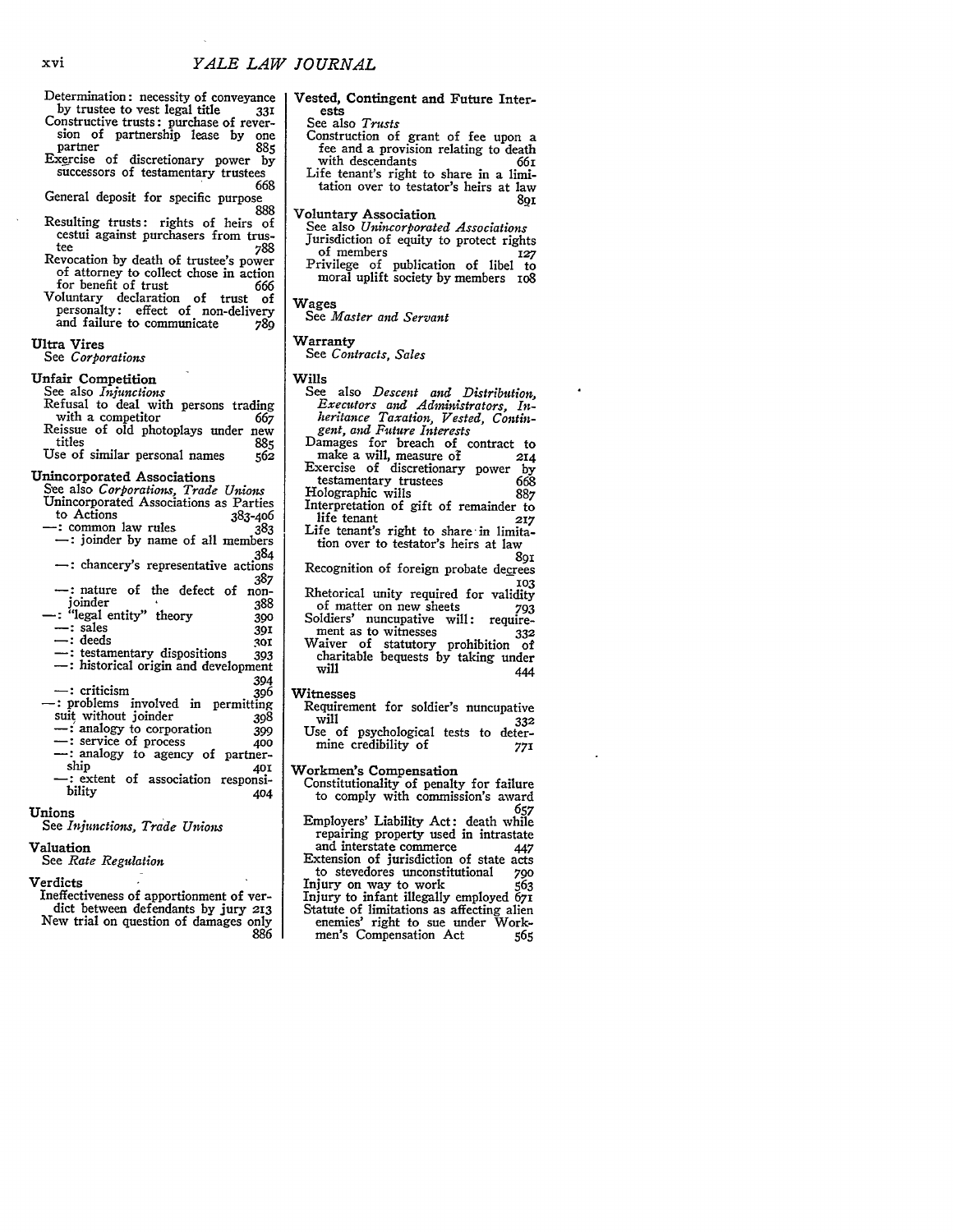Determination: necessity of conveyance by trustee to vest legal title 331
Constructive trusts: purchase of reversion of partnership lease by one partner 885
Exercise of discretionary power by successors of testamentary trustees 668
General deposit for specific purpose 888
Resulting trusts: rights of heirs of cestui against purchasers from trustee 788
Revocation by death of trustee's power of attorney to collect chose in action for benefit of trust 666
Voluntary declaration of trust of personalty: effect of non-delivery and failure to communicate 789

**Ultra Vires**
See *Corporations*

**Unfair Competition**
See also *Injunctions*
Refusal to deal with persons trading with a competitor 667
Reissue of old photoplays under new titles 885
Use of similar personal names 562

**Unincorporated Associations**
See also *Corporations, Trade Unions*
Unincorporated Associations as Parties to Actions 383-406
—: common law rules 383
—: joinder by name of all members 384
—: chancery's representative actions 387
—: nature of the defect of non-joinder 388
—: "legal entity" theory 390
—: sales 391
—: deeds 301
—: testamentary dispositions 393
—: historical origin and development 394
—: criticism 396
—: problems involved in permitting suit without joinder 398
—: analogy to corporation 399
—: service of process 400
—: analogy to agency of partnership 401
—: extent of association responsibility 404

**Unions**
See *Injunctions, Trade Unions*

**Valuation**
See *Rate Regulation*

**Verdicts**
Ineffectiveness of apportionment of verdict between defendants by jury 213
New trial on question of damages only 886

**Vested, Contingent and Future Interests**
See also *Trusts*
Construction of grant of fee upon a fee and a provision relating to death with descendants 661
Life tenant's right to share in a limitation over to testator's heirs at law 891

**Voluntary Association**
See also *Unincorporated Associations*
Jurisdiction of equity to protect rights of members 127
Privilege of publication of libel to moral uplift society by members 108

**Wages**
See *Master and Servant*

**Warranty**
See *Contracts, Sales*

**Wills**
See also *Descent and Distribution, Executors and Administrators, Inheritance Taxation, Vested, Contingent, and Future Interests*
Damages for breach of contract to make a will, measure of 214
Exercise of discretionary power by testamentary trustees 668
Holographic wills 887
Interpretation of gift of remainder to life tenant 217
Life tenant's right to share in limitation over to testator's heirs at law 891
Recognition of foreign probate decrees 103
Rhetorical unity required for validity of matter on new sheets 793
Soldiers' nuncupative will: requirement as to witnesses 332
Waiver of statutory prohibition of charitable bequests by taking under will 444

**Witnesses**
Requirement for soldier's nuncupative will 332
Use of psychological tests to determine credibility of 771

**Workmen's Compensation**
Constitutionality of penalty for failure to comply with commission's award 657
Employers' Liability Act: death while repairing property used in intrastate and interstate commerce 447
Extension of jurisdiction of state acts to stevedores unconstitutional 790
Injury on way to work 563
Injury to infant illegally employed 671
Statute of limitations as affecting alien enemies' right to sue under Workmen's Compensation Act 565